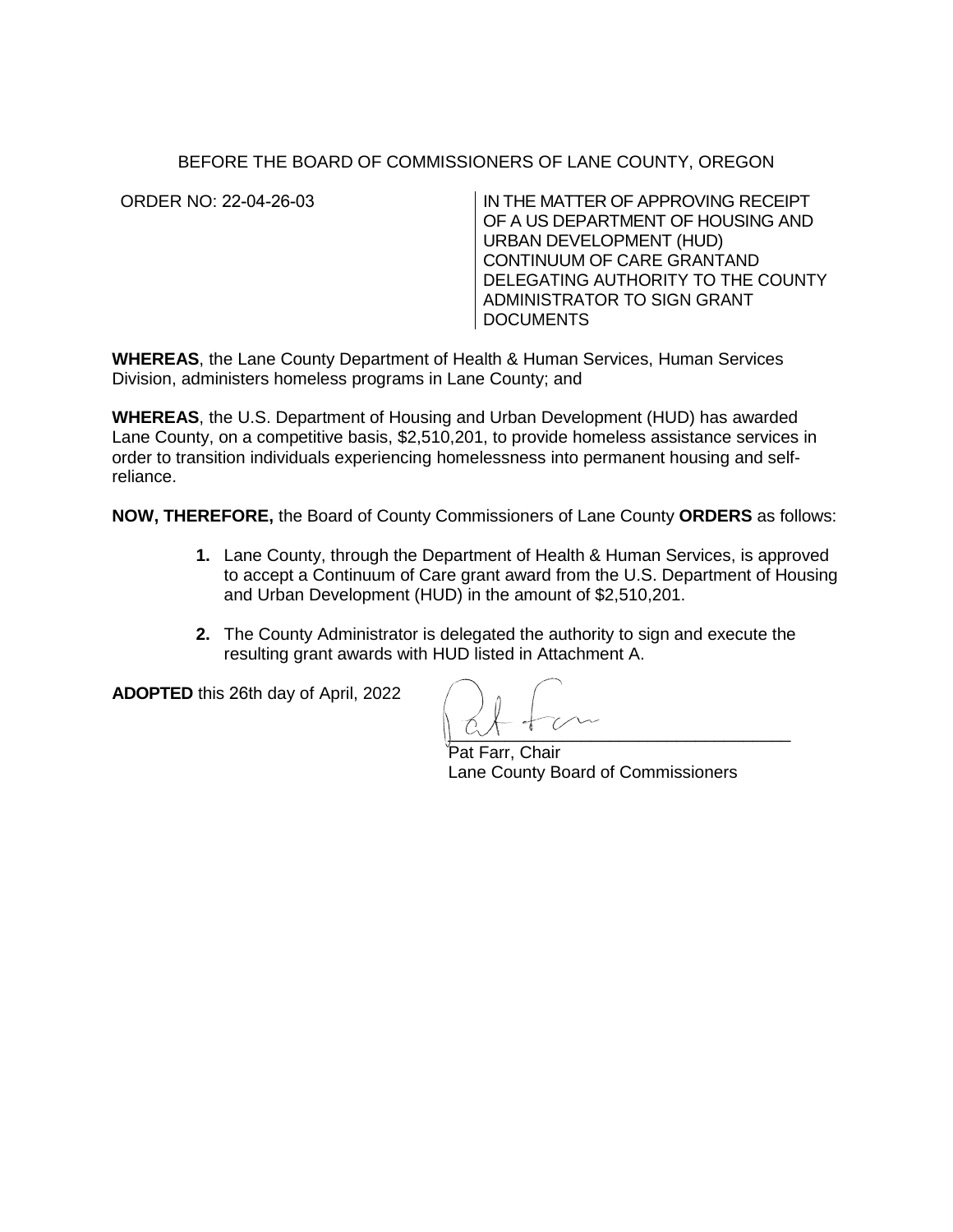BEFORE THE BOARD OF COMMISSIONERS OF LANE COUNTY, OREGON

| | |
|---|---|
| ORDER NO: 22-04-26-03 | IN THE MATTER OF APPROVING RECEIPT OF A US DEPARTMENT OF HOUSING AND URBAN DEVELOPMENT (HUD) CONTINUUM OF CARE GRANTAND DELEGATING AUTHORITY TO THE COUNTY ADMINISTRATOR TO SIGN GRANT DOCUMENTS |

**WHEREAS**, the Lane County Department of Health & Human Services, Human Services Division, administers homeless programs in Lane County; and

**WHEREAS**, the U.S. Department of Housing and Urban Development (HUD) has awarded Lane County, on a competitive basis, $2,510,201, to provide homeless assistance services in order to transition individuals experiencing homelessness into permanent housing and self-reliance.

**NOW, THEREFORE,** the Board of County Commissioners of Lane County **ORDERS** as follows:

1. Lane County, through the Department of Health & Human Services, is approved to accept a Continuum of Care grant award from the U.S. Department of Housing and Urban Development (HUD) in the amount of $2,510,201.

2. The County Administrator is delegated the authority to sign and execute the resulting grant awards with HUD listed in Attachment A.

**ADOPTED** this 26th day of April, 2022

Pat Farr, Chair
Lane County Board of Commissioners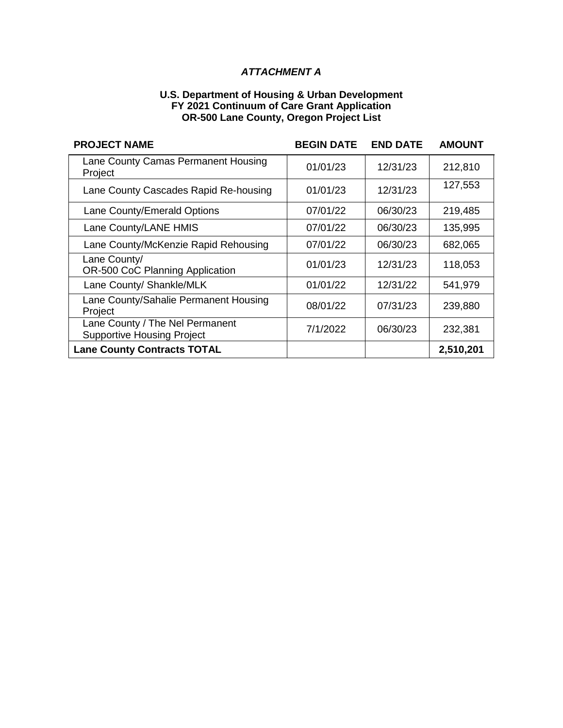***ATTACHMENT A***

**U.S. Department of Housing & Urban Development**
**FY 2021 Continuum of Care Grant Application**
**OR-500 Lane County, Oregon Project List**

| PROJECT NAME | BEGIN DATE | END DATE | AMOUNT |
|---|---|---|---|
| Lane County Camas Permanent Housing Project | 01/01/23 | 12/31/23 | 212,810 |
| Lane County Cascades Rapid Re-housing | 01/01/23 | 12/31/23 | 127,553 |
| Lane County/Emerald Options | 07/01/22 | 06/30/23 | 219,485 |
| Lane County/LANE HMIS | 07/01/22 | 06/30/23 | 135,995 |
| Lane County/McKenzie Rapid Rehousing | 07/01/22 | 06/30/23 | 682,065 |
| Lane County/ OR-500 CoC Planning Application | 01/01/23 | 12/31/23 | 118,053 |
| Lane County/ Shankle/MLK | 01/01/22 | 12/31/22 | 541,979 |
| Lane County/Sahalie Permanent Housing Project | 08/01/22 | 07/31/23 | 239,880 |
| Lane County / The Nel Permanent Supportive Housing Project | 7/1/2022 | 06/30/23 | 232,381 |
| **Lane County Contracts TOTAL** | | | **2,510,201** |